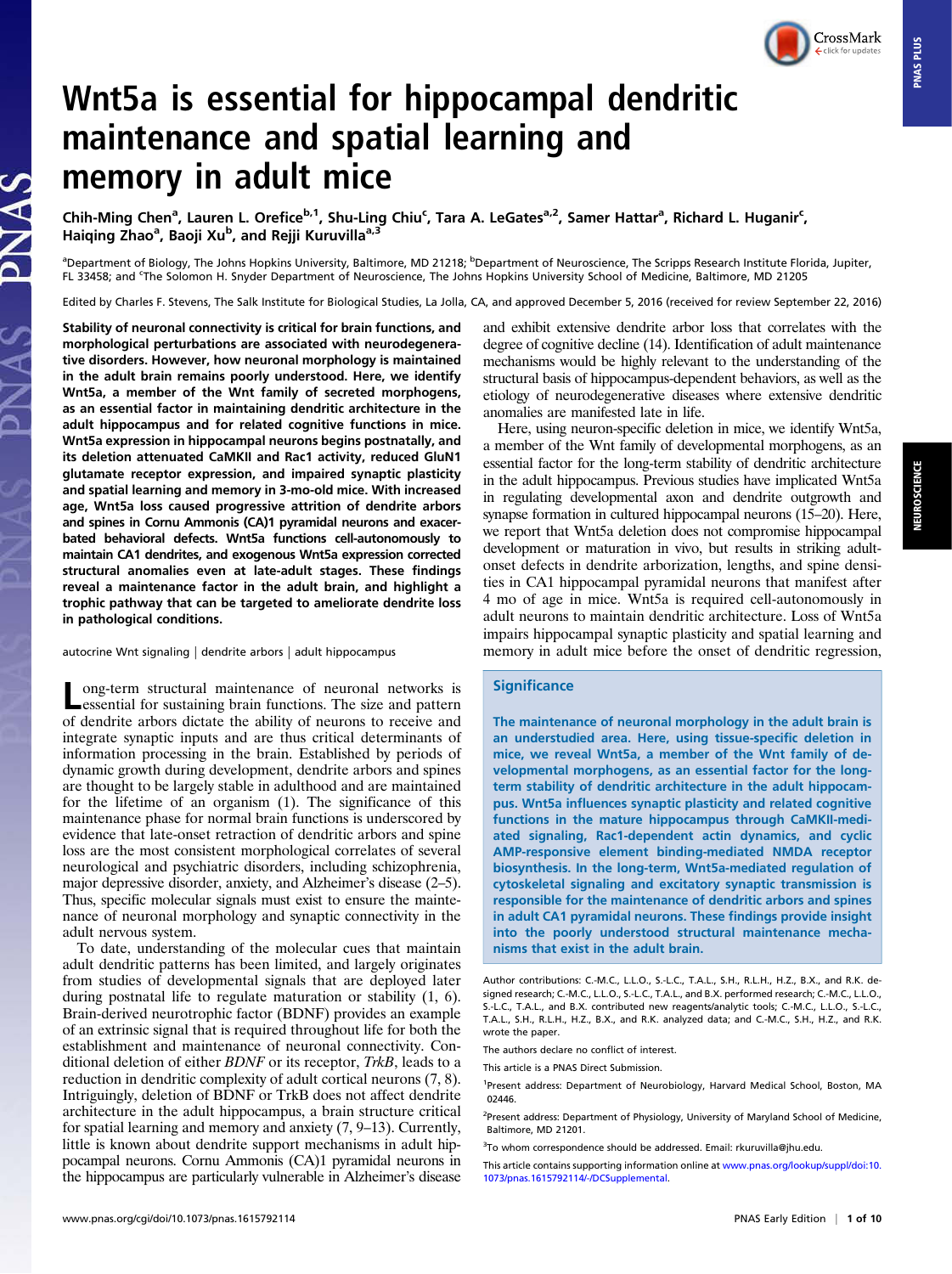# Wnt5a is essential for hippocampal dendritic maintenance and spatial learning and memory in adult mice

Chih-Ming Chen[a], Lauren L. Orefice[b,1], Shu-Ling Chiu[c], Tara A. LeGates[a,2], Samer Hattar[a], Richard L. Huganir[c], Haiqing Zhao[a], Baoji Xu[b], and Rejji Kuruvilla[a,3]

[a]Department of Biology, The Johns Hopkins University, Baltimore, MD 21218; [b]Department of Neuroscience, The Scripps Research Institute Florida, Jupiter, FL 33458; and [c]The Solomon H. Snyder Department of Neuroscience, The Johns Hopkins University School of Medicine, Baltimore, MD 21205

Edited by Charles F. Stevens, The Salk Institute for Biological Studies, La Jolla, CA, and approved December 5, 2016 (received for review September 22, 2016)

**Stability of neuronal connectivity is critical for brain functions, and morphological perturbations are associated with neurodegenerative disorders. However, how neuronal morphology is maintained in the adult brain remains poorly understood. Here, we identify Wnt5a, a member of the Wnt family of secreted morphogens, as an essential factor in maintaining dendritic architecture in the adult hippocampus and for related cognitive functions in mice. Wnt5a expression in hippocampal neurons begins postnatally, and its deletion attenuated CaMKII and Rac1 activity, reduced GluN1 glutamate receptor expression, and impaired synaptic plasticity and spatial learning and memory in 3-mo-old mice. With increased age, Wnt5a loss caused progressive attrition of dendrite arbors and spines in Cornu Ammonis (CA)1 pyramidal neurons and exacerbated behavioral defects. Wnt5a functions cell-autonomously to maintain CA1 dendrites, and exogenous Wnt5a expression corrected structural anomalies even at late-adult stages. These findings reveal a maintenance factor in the adult brain, and highlight a trophic pathway that can be targeted to ameliorate dendrite loss in pathological conditions.**

autocrine Wnt signaling | dendrite arbors | adult hippocampus

Long-term structural maintenance of neuronal networks is essential for sustaining brain functions. The size and pattern of dendrite arbors dictate the ability of neurons to receive and integrate synaptic inputs and are thus critical determinants of information processing in the brain. Established by periods of dynamic growth during development, dendrite arbors and spines are thought to be largely stable in adulthood and are maintained for the lifetime of an organism (1). The significance of this maintenance phase for normal brain functions is underscored by evidence that late-onset retraction of dendritic arbors and spine loss are the most consistent morphological correlates of several neurological and psychiatric disorders, including schizophrenia, major depressive disorder, anxiety, and Alzheimer's disease (2–5). Thus, specific molecular signals must exist to ensure the maintenance of neuronal morphology and synaptic connectivity in the adult nervous system.

To date, understanding of the molecular cues that maintain adult dendritic patterns has been limited, and largely originates from studies of developmental signals that are deployed later during postnatal life to regulate maturation or stability (1, 6). Brain-derived neurotrophic factor (BDNF) provides an example of an extrinsic signal that is required throughout life for both the establishment and maintenance of neuronal connectivity. Conditional deletion of either *BDNF* or its receptor, *TrkB*, leads to a reduction in dendritic complexity of adult cortical neurons (7, 8). Intriguingly, deletion of BDNF or TrkB does not affect dendrite architecture in the adult hippocampus, a brain structure critical for spatial learning and memory and anxiety (7, 9–13). Currently, little is known about dendrite support mechanisms in adult hippocampal neurons. Cornu Ammonis (CA)1 pyramidal neurons in the hippocampus are particularly vulnerable in Alzheimer's disease and exhibit extensive dendrite arbor loss that correlates with the degree of cognitive decline (14). Identification of adult maintenance mechanisms would be highly relevant to the understanding of the structural basis of hippocampus-dependent behaviors, as well as the etiology of neurodegenerative diseases where extensive dendritic anomalies are manifested late in life.

Here, using neuron-specific deletion in mice, we identify Wnt5a, a member of the Wnt family of developmental morphogens, as an essential factor for the long-term stability of dendritic architecture in the adult hippocampus. Previous studies have implicated Wnt5a in regulating developmental axon and dendrite outgrowth and synapse formation in cultured hippocampal neurons (15–20). Here, we report that Wnt5a deletion does not compromise hippocampal development or maturation in vivo, but results in striking adult-onset defects in dendrite arborization, lengths, and spine densities in CA1 hippocampal pyramidal neurons that manifest after 4 mo of age in mice. Wnt5a is required cell-autonomously in adult neurons to maintain dendritic architecture. Loss of Wnt5a impairs hippocampal synaptic plasticity and spatial learning and memory in adult mice before the onset of dendritic regression,

## Significance

**The maintenance of neuronal morphology in the adult brain is an understudied area. Here, using tissue-specific deletion in mice, we reveal Wnt5a, a member of the Wnt family of developmental morphogens, as an essential factor for the long-term stability of dendritic architecture in the adult hippocampus. Wnt5a influences synaptic plasticity and related cognitive functions in the mature hippocampus through CaMKII-mediated signaling, Rac1-dependent actin dynamics, and cyclic AMP-responsive element binding-mediated NMDA receptor biosynthesis. In the long-term, Wnt5a-mediated regulation of cytoskeletal signaling and excitatory synaptic transmission is responsible for the maintenance of dendritic arbors and spines in adult CA1 pyramidal neurons. These findings provide insight into the poorly understood structural maintenance mechanisms that exist in the adult brain.**

Author contributions: C.-M.C., L.L.O., S.-L.C., T.A.L., S.H., R.L.H., H.Z., B.X., and R.K. designed research; C.-M.C., L.L.O., S.-L.C., T.A.L., and B.X. performed research; C.-M.C., L.L.O., S.-L.C., T.A.L., and B.X. contributed new reagents/analytic tools; C.-M.C., L.L.O., S.-L.C., T.A.L., S.H., R.L.H., H.Z., B.X., and R.K. analyzed data; and C.-M.C., S.H., H.Z., and R.K. wrote the paper.

The authors declare no conflict of interest.

This article is a PNAS Direct Submission.

[1]Present address: Department of Neurobiology, Harvard Medical School, Boston, MA 02446.

[2]Present address: Department of Physiology, University of Maryland School of Medicine, Baltimore, MD 21201.

[3]To whom correspondence should be addressed. Email: rkuruvilla@jhu.edu.

This article contains supporting information online at www.pnas.org/lookup/suppl/doi:10.1073/pnas.1615792114/-/DCSupplemental.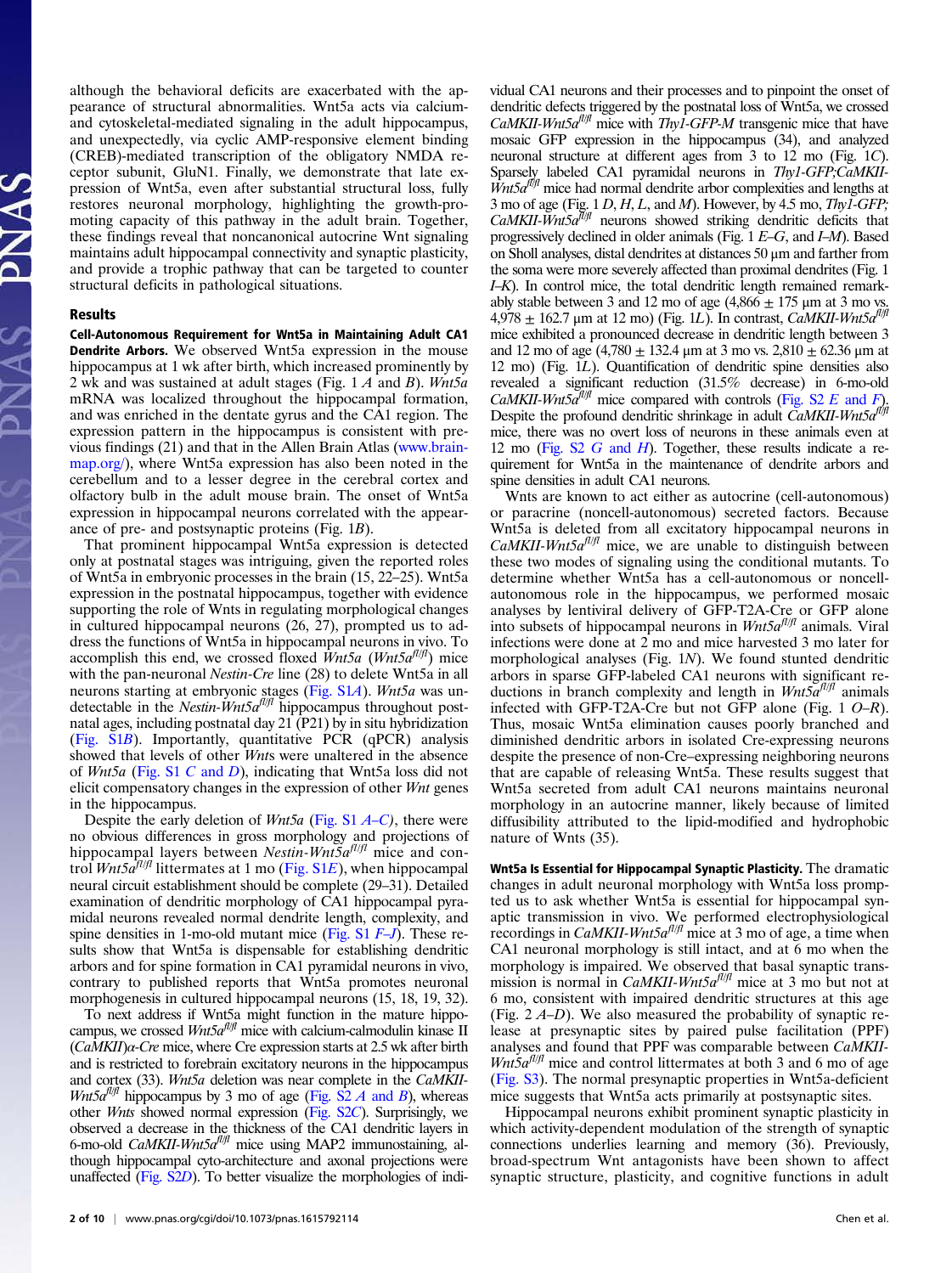although the behavioral deficits are exacerbated with the appearance of structural abnormalities. Wnt5a acts via calcium- and cytoskeletal-mediated signaling in the adult hippocampus, and unexpectedly, via cyclic AMP-responsive element binding (CREB)-mediated transcription of the obligatory NMDA receptor subunit, GluN1. Finally, we demonstrate that late expression of Wnt5a, even after substantial structural loss, fully restores neuronal morphology, highlighting the growth-promoting capacity of this pathway in the adult brain. Together, these findings reveal that noncanonical autocrine Wnt signaling maintains adult hippocampal connectivity and synaptic plasticity, and provide a trophic pathway that can be targeted to counter structural deficits in pathological situations.

## Results

**Cell-Autonomous Requirement for Wnt5a in Maintaining Adult CA1 Dendrite Arbors.** We observed Wnt5a expression in the mouse hippocampus at 1 wk after birth, which increased prominently by 2 wk and was sustained at adult stages (Fig. 1 *A* and *B*). *Wnt5a* mRNA was localized throughout the hippocampal formation, and was enriched in the dentate gyrus and the CA1 region. The expression pattern in the hippocampus is consistent with previous findings (21) and that in the Allen Brain Atlas (www.brain-map.org/), where Wnt5a expression has also been noted in the cerebellum and to a lesser degree in the cerebral cortex and olfactory bulb in the adult mouse brain. The onset of Wnt5a expression in hippocampal neurons correlated with the appearance of pre- and postsynaptic proteins (Fig. 1*B*).

That prominent hippocampal Wnt5a expression is detected only at postnatal stages was intriguing, given the reported roles of Wnt5a in embryonic processes in the brain (15, 22–25). Wnt5a expression in the postnatal hippocampus, together with evidence supporting the role of Wnts in regulating morphological changes in cultured hippocampal neurons (26, 27), prompted us to address the functions of Wnt5a in hippocampal neurons in vivo. To accomplish this end, we crossed floxed *Wnt5a* (*Wnt5a^fl/fl^*) mice with the pan-neuronal *Nestin-Cre* line (28) to delete Wnt5a in all neurons starting at embryonic stages (Fig. S1*A*). *Wnt5a* was undetectable in the *Nestin-Wnt5a^fl/fl^* hippocampus throughout postnatal ages, including postnatal day 21 (P21) by in situ hybridization (Fig. S1*B*). Importantly, quantitative PCR (qPCR) analysis showed that levels of other *Wnts* were unaltered in the absence of *Wnt5a* (Fig. S1 *C* and *D*), indicating that Wnt5a loss did not elicit compensatory changes in the expression of other *Wnt* genes in the hippocampus.

Despite the early deletion of *Wnt5a* (Fig. S1 *A–C*), there were no obvious differences in gross morphology and projections of hippocampal layers between *Nestin-Wnt5a^fl/fl^* mice and control *Wnt5a^fl/fl^* littermates at 1 mo (Fig. S1*E*), when hippocampal neural circuit establishment should be complete (29–31). Detailed examination of dendritic morphology of CA1 hippocampal pyramidal neurons revealed normal dendrite length, complexity, and spine densities in 1-mo-old mutant mice (Fig. S1 *F–J*). These results show that Wnt5a is dispensable for establishing dendritic arbors and for spine formation in CA1 pyramidal neurons in vivo, contrary to published reports that Wnt5a promotes neuronal morphogenesis in cultured hippocampal neurons (15, 18, 19, 32).

To next address if Wnt5a might function in the mature hippocampus, we crossed *Wnt5a^fl/fl^* mice with calcium-calmodulin kinase II (*CaMKII*)α-*Cre* mice, where Cre expression starts at 2.5 wk after birth and is restricted to forebrain excitatory neurons in the hippocampus and cortex (33). *Wnt5a* deletion was near complete in the *CaMKII-Wnt5a^fl/fl^* hippocampus by 3 mo of age (Fig. S2 *A* and *B*), whereas other *Wnts* showed normal expression (Fig. S2*C*). Surprisingly, we observed a decrease in the thickness of the CA1 dendritic layers in 6-mo-old *CaMKII-Wnt5a^fl/fl^* mice using MAP2 immunostaining, although hippocampal cyto-architecture and axonal projections were unaffected (Fig. S2*D*). To better visualize the morphologies of individual CA1 neurons and their processes and to pinpoint the onset of dendritic defects triggered by the postnatal loss of Wnt5a, we crossed *CaMKII-Wnt5a^fl/fl^* mice with *Thy1-GFP-M* transgenic mice that have mosaic GFP expression in the hippocampus (34), and analyzed neuronal structure at different ages from 3 to 12 mo (Fig. 1*C*). Sparsely labeled CA1 pyramidal neurons in *Thy1-GFP;CaMKII-Wnt5a^fl/fl^* mice had normal dendrite arbor complexities and lengths at 3 mo of age (Fig. 1 *D*, *H*, *L*, and *M*). However, by 4.5 mo, *Thy1-GFP;CaMKII-Wnt5a^fl/fl^* neurons showed striking dendritic deficits that progressively declined in older animals (Fig. 1 *E–G*, and *I–M*). Based on Sholl analyses, distal dendrites at distances 50 μm and farther from the soma were more severely affected than proximal dendrites (Fig. 1 *I–K*). In control mice, the total dendritic length remained remarkably stable between 3 and 12 mo of age (4,866 ± 175 μm at 3 mo vs. 4,978 ± 162.7 μm at 12 mo) (Fig. 1*L*). In contrast, *CaMKII-Wnt5a^fl/fl^* mice exhibited a pronounced decrease in dendritic length between 3 and 12 mo of age (4,780 ± 132.4 μm at 3 mo vs. 2,810 ± 62.36 μm at 12 mo) (Fig. 1*L*). Quantification of dendritic spine densities also revealed a significant reduction (31.5% decrease) in 6-mo-old *CaMKII-Wnt5a^fl/fl^* mice compared with controls (Fig. S2 *E* and *F*). Despite the profound dendritic shrinkage in adult *CaMKII-Wnt5a^fl/fl^* mice, there was no overt loss of neurons in these animals even at 12 mo (Fig. S2 *G* and *H*). Together, these results indicate a requirement for Wnt5a in the maintenance of dendrite arbors and spine densities in adult CA1 neurons.

Wnts are known to act either as autocrine (cell-autonomous) or paracrine (noncell-autonomous) secreted factors. Because Wnt5a is deleted from all excitatory hippocampal neurons in *CaMKII-Wnt5a^fl/fl^* mice, we are unable to distinguish between these two modes of signaling using the conditional mutants. To determine whether Wnt5a has a cell-autonomous or noncell-autonomous role in the hippocampus, we performed mosaic analyses by lentiviral delivery of GFP-T2A-Cre or GFP alone into subsets of hippocampal neurons in *Wnt5a^fl/fl^* animals. Viral infections were done at 2 mo and mice harvested 3 mo later for morphological analyses (Fig. 1*N*). We found stunted dendritic arbors in sparse GFP-labeled CA1 neurons with significant reductions in branch complexity and length in *Wnt5a^fl/fl^* animals infected with GFP-T2A-Cre but not GFP alone (Fig. 1 *O–R*). Thus, mosaic Wnt5a elimination causes poorly branched and diminished dendritic arbors in isolated Cre-expressing neurons despite the presence of non-Cre–expressing neighboring neurons that are capable of releasing Wnt5a. These results suggest that Wnt5a secreted from adult CA1 neurons maintains neuronal morphology in an autocrine manner, likely because of limited diffusibility attributed to the lipid-modified and hydrophobic nature of Wnts (35).

**Wnt5a Is Essential for Hippocampal Synaptic Plasticity.** The dramatic changes in adult neuronal morphology with Wnt5a loss prompted us to ask whether Wnt5a is essential for hippocampal synaptic transmission in vivo. We performed electrophysiological recordings in *CaMKII-Wnt5a^fl/fl^* mice at 3 mo of age, a time when CA1 neuronal morphology is still intact, and at 6 mo when the morphology is impaired. We observed that basal synaptic transmission is normal in *CaMKII-Wnt5a^fl/fl^* mice at 3 mo but not at 6 mo, consistent with impaired dendritic structures at this age (Fig. 2 *A–D*). We also measured the probability of synaptic release at presynaptic sites by paired pulse facilitation (PPF) analyses and found that PPF was comparable between *CaMKII-Wnt5a^fl/fl^* mice and control littermates at both 3 and 6 mo of age (Fig. S3). The normal presynaptic properties in Wnt5a-deficient mice suggests that Wnt5a acts primarily at postsynaptic sites.

Hippocampal neurons exhibit prominent synaptic plasticity in which activity-dependent modulation of the strength of synaptic connections underlies learning and memory (36). Previously, broad-spectrum Wnt antagonists have been shown to affect synaptic structure, plasticity, and cognitive functions in adult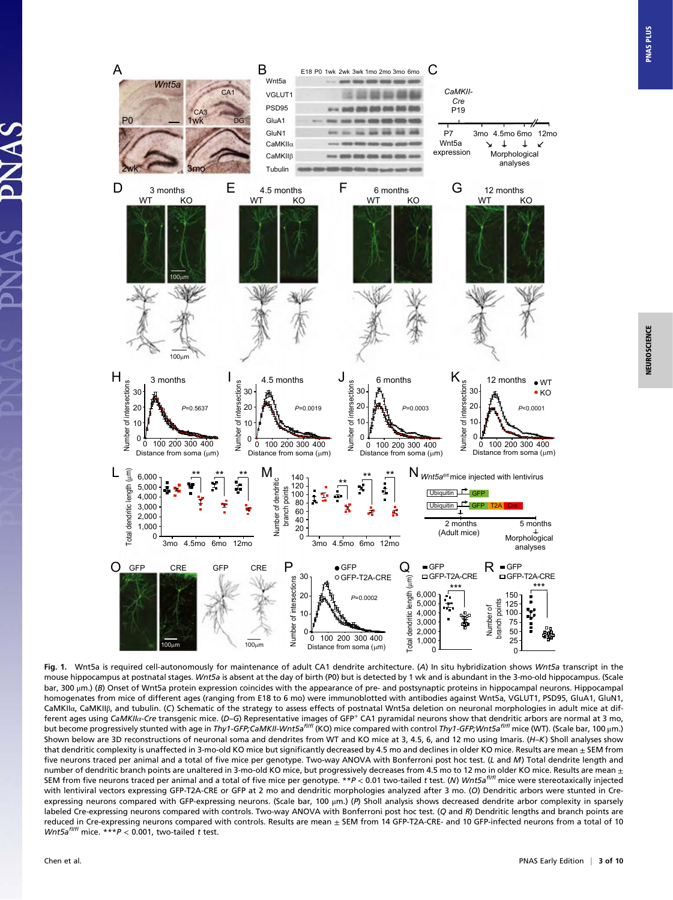**Fig. 1.** Wnt5a is required cell-autonomously for maintenance of adult CA1 dendrite architecture. (*A*) In situ hybridization shows *Wnt5a* transcript in the mouse hippocampus at postnatal stages. *Wnt5a* is absent at the day of birth (P0) but is detected by 1 wk and is abundant in the 3-mo-old hippocampus. (Scale bar, 300 μm.) (*B*) Onset of Wnt5a protein expression coincides with the appearance of pre- and postsynaptic proteins in hippocampal neurons. Hippocampal homogenates from mice of different ages (ranging from E18 to 6 mo) were immunoblotted with antibodies against Wnt5a, VGLUT1, PSD95, GluA1, GluN1, CaMKIIα, CaMKIIβ, and tubulin. (*C*) Schematic of the strategy to assess effects of postnatal Wnt5a deletion on neuronal morphologies in adult mice at different ages using *CaMKIIα-Cre* transgenic mice. (*D–G*) Representative images of GFP$^{+}$ CA1 pyramidal neurons show that dendritic arbors are normal at 3 mo, but become progressively stunted with age in *Thy1-GFP;CaMKII-Wnt5a$^{fl/fl}$* (KO) mice compared with control *Thy1-GFP;Wnt5a$^{fl/fl}$* mice (WT). (Scale bar, 100 μm.) Shown below are 3D reconstructions of neuronal soma and dendrites from WT and KO mice at 3, 4.5, 6, and 12 mo using Imaris. (*H–K*) Sholl analyses show that dendritic complexity is unaffected in 3-mo-old KO mice but significantly decreased by 4.5 mo and declines in older KO mice. Results are mean ± SEM from five neurons traced per animal and a total of five mice per genotype. Two-way ANOVA with Bonferroni post hoc test. (*L* and *M*) Total dendrite length and number of dendritic branch points are unaltered in 3-mo-old KO mice, but progressively decreases from 4.5 mo to 12 mo in older KO mice. Results are mean ± SEM from five neurons traced per animal and a total of five mice per genotype. $^{**}P < 0.01$ two-tailed *t* test. (*N*) *Wnt5a$^{fl/fl}$* mice were stereotaxically injected with lentiviral vectors expressing GFP-T2A-CRE or GFP at 2 mo and dendritic morphologies analyzed after 3 mo. (*O*) Dendritic arbors were stunted in Cre-expressing neurons compared with GFP-expressing neurons. (Scale bar, 100 μm.) (*P*) Sholl analysis shows decreased dendrite arbor complexity in sparsely labeled Cre-expressing neurons compared with controls. Two-way ANOVA with Bonferroni post hoc test. (*Q* and *R*) Dendritic lengths and branch points are reduced in Cre-expressing neurons compared with controls. Results are mean ± SEM from 14 GFP-T2A-CRE- and 10 GFP-infected neurons from a total of 10 *Wnt5a$^{fl/fl}$* mice. $^{***}P < 0.001$, two-tailed *t* test.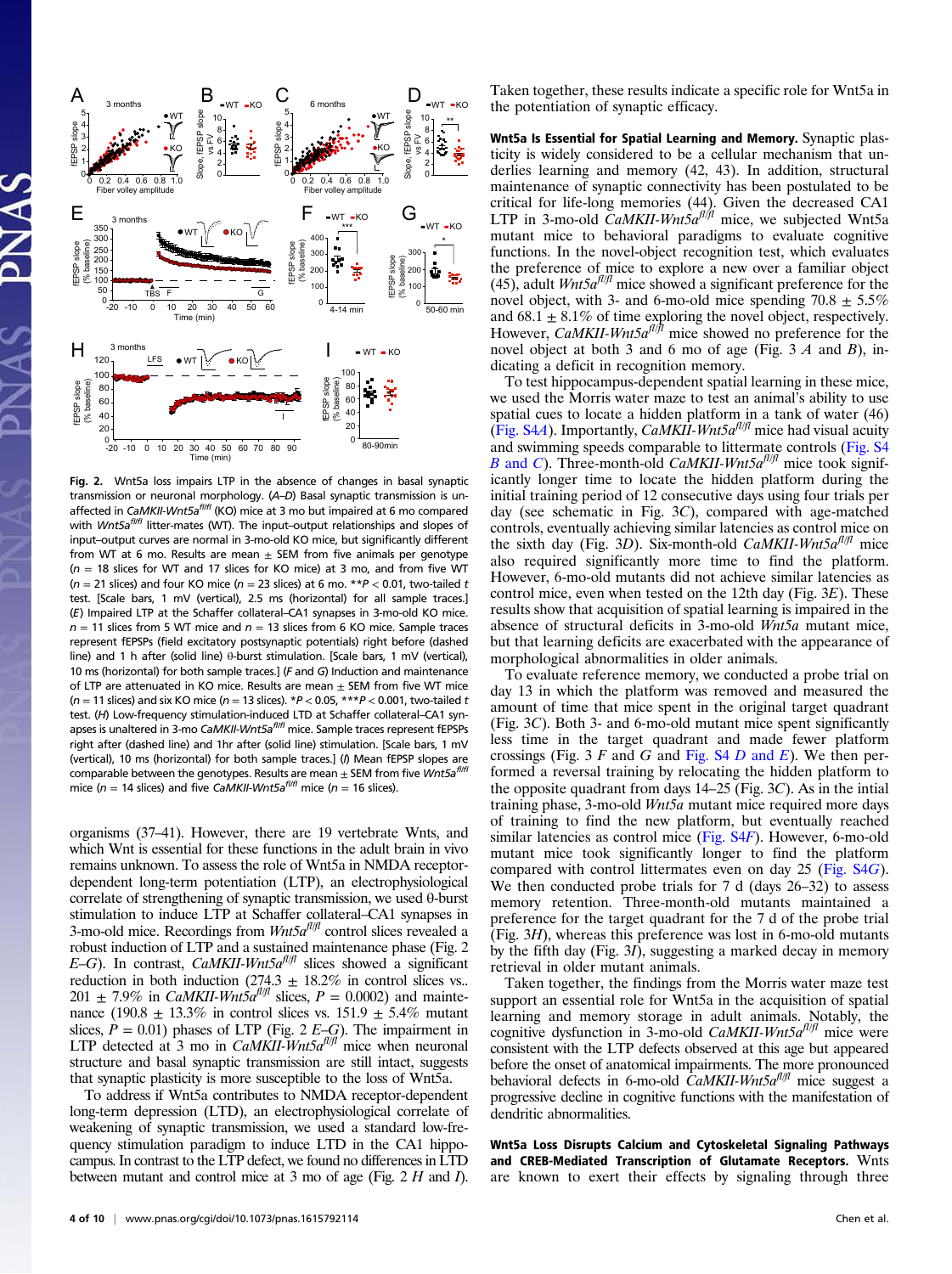**Fig. 2.** Wnt5a loss impairs LTP in the absence of changes in basal synaptic transmission or neuronal morphology. (*A*–*D*) Basal synaptic transmission is unaffected in *CaMKII-Wnt5a*$^{fl/fl}$ (KO) mice at 3 mo but impaired at 6 mo compared with *Wnt5a*$^{fl/fl}$ litter-mates (WT). The input–output relationships and slopes of input–output curves are normal in 3-mo-old KO mice, but significantly different from WT at 6 mo. Results are mean ± SEM from five animals per genotype ($n$ = 18 slices for WT and 17 slices for KO mice) at 3 mo, and from five WT ($n$ = 21 slices) and four KO mice ($n$ = 23 slices) at 6 mo. **$P$ < 0.01, two-tailed $t$ test. [Scale bars, 1 mV (vertical), 2.5 ms (horizontal) for all sample traces.] (*E*) Impaired LTP at the Schaffer collateral–CA1 synapses in 3-mo-old KO mice. $n$ = 11 slices from 5 WT mice and $n$ = 13 slices from 6 KO mice. Sample traces represent fEPSPs (field excitatory postsynaptic potentials) right before (dashed line) and 1 h after (solid line) θ-burst stimulation. [Scale bars, 1 mV (vertical), 10 ms (horizontal) for both sample traces.] (*F* and *G*) Induction and maintenance of LTP are attenuated in KO mice. Results are mean ± SEM from five WT mice ($n$ = 11 slices) and six KO mice ($n$ = 13 slices). *$P$ < 0.05, ***$P$ < 0.001, two-tailed $t$ test. (*H*) Low-frequency stimulation-induced LTD at Schaffer collateral–CA1 synapses is unaltered in 3-mo *CaMKII-Wnt5a*$^{fl/fl}$ mice. Sample traces represent fEPSPs right after (dashed line) and 1hr after (solid line) stimulation. [Scale bars, 1 mV (vertical), 10 ms (horizontal) for both sample traces.] (*I*) Mean fEPSP slopes are comparable between the genotypes. Results are mean ± SEM from five *Wnt5a*$^{fl/fl}$ mice ($n$ = 14 slices) and five *CaMKII-Wnt5a*$^{fl/fl}$ mice ($n$ = 16 slices).

organisms (37–41). However, there are 19 vertebrate Wnts, and which Wnt is essential for these functions in the adult brain in vivo remains unknown. To assess the role of Wnt5a in NMDA receptor-dependent long-term potentiation (LTP), an electrophysiological correlate of strengthening of synaptic transmission, we used θ-burst stimulation to induce LTP at Schaffer collateral–CA1 synapses in 3-mo-old mice. Recordings from *Wnt5a*$^{fl/fl}$ control slices revealed a robust induction of LTP and a sustained maintenance phase (Fig. 2 *E*–*G*). In contrast, *CaMKII-Wnt5a*$^{fl/fl}$ slices showed a significant reduction in both induction (274.3 ± 18.2% in control slices vs. 201 ± 7.9% in *CaMKII-Wnt5a*$^{fl/fl}$ slices, $P$ = 0.0002) and maintenance (190.8 ± 13.3% in control slices vs. 151.9 ± 5.4% mutant slices, $P$ = 0.01) phases of LTP (Fig. 2 *E*–*G*). The impairment in LTP detected at 3 mo in *CaMKII-Wnt5a*$^{fl/fl}$ mice when neuronal structure and basal synaptic transmission are still intact, suggests that synaptic plasticity is more susceptible to the loss of Wnt5a.

To address if Wnt5a contributes to NMDA receptor-dependent long-term depression (LTD), an electrophysiological correlate of weakening of synaptic transmission, we used a standard low-frequency stimulation paradigm to induce LTD in the CA1 hippocampus. In contrast to the LTP defect, we found no differences in LTD between mutant and control mice at 3 mo of age (Fig. 2 *H* and *I*).

Taken together, these results indicate a specific role for Wnt5a in the potentiation of synaptic efficacy.

**Wnt5a Is Essential for Spatial Learning and Memory.** Synaptic plasticity is widely considered to be a cellular mechanism that underlies learning and memory (42, 43). In addition, structural maintenance of synaptic connectivity has been postulated to be critical for life-long memories (44). Given the decreased CA1 LTP in 3-mo-old *CaMKII-Wnt5a*$^{fl/fl}$ mice, we subjected Wnt5a mutant mice to behavioral paradigms to evaluate cognitive functions. In the novel-object recognition test, which evaluates the preference of mice to explore a new over a familiar object (45), adult *Wnt5a*$^{fl/fl}$ mice showed a significant preference for the novel object, with 3- and 6-mo-old mice spending 70.8 ± 5.5% and 68.1 ± 8.1% of time exploring the novel object, respectively. However, *CaMKII-Wnt5a*$^{fl/fl}$ mice showed no preference for the novel object at both 3 and 6 mo of age (Fig. 3 *A* and *B*), indicating a deficit in recognition memory.

To test hippocampus-dependent spatial learning in these mice, we used the Morris water maze to test an animal's ability to use spatial cues to locate a hidden platform in a tank of water (46) (Fig. S4*A*). Importantly, *CaMKII-Wnt5a*$^{fl/fl}$ mice had visual acuity and swimming speeds comparable to littermate controls (Fig. S4 *B* and *C*). Three-month-old *CaMKII-Wnt5a*$^{fl/fl}$ mice took significantly longer time to locate the hidden platform during the initial training period of 12 consecutive days using four trials per day (see schematic in Fig. 3*C*), compared with age-matched controls, eventually achieving similar latencies as control mice on the sixth day (Fig. 3*D*). Six-month-old *CaMKII-Wnt5a*$^{fl/fl}$ mice also required significantly more time to find the platform. However, 6-mo-old mutants did not achieve similar latencies as control mice, even when tested on the 12th day (Fig. 3*E*). These results show that acquisition of spatial learning is impaired in the absence of structural deficits in 3-mo-old *Wnt5a* mutant mice, but that learning deficits are exacerbated with the appearance of morphological abnormalities in older animals.

To evaluate reference memory, we conducted a probe trial on day 13 in which the platform was removed and measured the amount of time that mice spent in the original target quadrant (Fig. 3*C*). Both 3- and 6-mo-old mutant mice spent significantly less time in the target quadrant and made fewer platform crossings (Fig. 3 *F* and *G* and Fig. S4 *D* and *E*). We then performed a reversal training by relocating the hidden platform to the opposite quadrant from days 14–25 (Fig. 3*C*). As in the initial training phase, 3-mo-old *Wnt5a* mutant mice required more days of training to find the new platform, but eventually reached similar latencies as control mice (Fig. S4*F*). However, 6-mo-old mutant mice took significantly longer to find the platform compared with control littermates even on day 25 (Fig. S4*G*). We then conducted probe trials for 7 d (days 26–32) to assess memory retention. Three-month-old mutants maintained a preference for the target quadrant for the 7 d of the probe trial (Fig. 3*H*), whereas this preference was lost in 6-mo-old mutants by the fifth day (Fig. 3*I*), suggesting a marked decay in memory retrieval in older mutant animals.

Taken together, the findings from the Morris water maze test support an essential role for Wnt5a in the acquisition of spatial learning and memory storage in adult animals. Notably, the cognitive dysfunction in 3-mo-old *CaMKII-Wnt5a*$^{fl/fl}$ mice were consistent with the LTP defects observed at this age but appeared before the onset of anatomical impairments. The more pronounced behavioral defects in 6-mo-old *CaMKII-Wnt5a*$^{fl/fl}$ mice suggest a progressive decline in cognitive functions with the manifestation of dendritic abnormalities.

**Wnt5a Loss Disrupts Calcium and Cytoskeletal Signaling Pathways and CREB-Mediated Transcription of Glutamate Receptors.** Wnts are known to exert their effects by signaling through three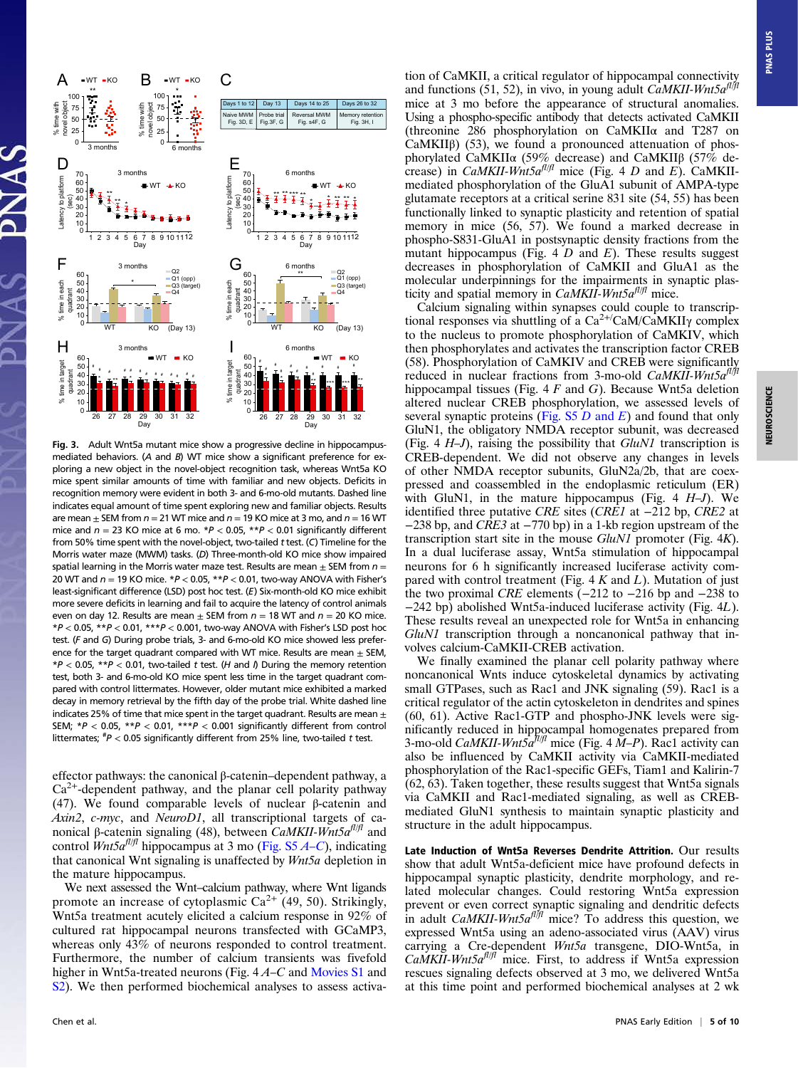**Fig. 3.** Adult Wnt5a mutant mice show a progressive decline in hippocampus-mediated behaviors. (*A* and *B*) WT mice show a significant preference for exploring a new object in the novel-object recognition task, whereas Wnt5a KO mice spent similar amounts of time with familiar and new objects. Deficits in recognition memory were evident in both 3- and 6-mo-old mutants. Dashed line indicates equal amount of time spent exploring new and familiar objects. Results are mean ± SEM from *n* = 21 WT mice and *n* = 19 KO mice at 3 mo, and *n* = 16 WT mice and *n* = 23 KO mice at 6 mo. \**P* < 0.05, \*\**P* < 0.01 significantly different from 50% time spent with the novel-object, two-tailed *t* test. (*C*) Timeline for the Morris water maze (MWM) tasks. (*D*) Three-month-old KO mice show impaired spatial learning in the Morris water maze test. Results are mean ± SEM from *n* = 20 WT and *n* = 19 KO mice. \**P* < 0.05, \*\**P* < 0.01, two-way ANOVA with Fisher's least-significant difference (LSD) post hoc test. (*E*) Six-month-old KO mice exhibit more severe deficits in learning and fail to acquire the latency of control animals even on day 12. Results are mean ± SEM from *n* = 18 WT and *n* = 20 KO mice. \**P* < 0.05, \*\**P* < 0.01, \*\*\**P* < 0.001, two-way ANOVA with Fisher's LSD post hoc test. (*F* and *G*) During probe trials, 3- and 6-mo-old KO mice showed less preference for the target quadrant compared with WT mice. Results are mean ± SEM, \**P* < 0.05, \*\**P* < 0.01, two-tailed *t* test. (*H* and *I*) During the memory retention test, both 3- and 6-mo-old KO mice spent less time in the target quadrant compared with control littermates. However, older mutant mice exhibited a marked decay in memory retrieval by the fifth day of the probe trial. White dashed line indicates 25% of time that mice spent in the target quadrant. Results are mean ± SEM; \**P* < 0.05, \*\**P* < 0.01, \*\*\**P* < 0.001 significantly different from control littermates; #*P* < 0.05 significantly different from 25% line, two-tailed *t* test.

effector pathways: the canonical β-catenin–dependent pathway, a $Ca^{2+}$-dependent pathway, and the planar cell polarity pathway (47). We found comparable levels of nuclear β-catenin and *Axin2*, *c-myc*, and *NeuroD1*, all transcriptional targets of canonical β-catenin signaling (48), between *CaMKII-Wnt5a*$^{fl/fl}$ and control *Wnt5a*$^{fl/fl}$ hippocampus at 3 mo (Fig. S5 *A*–*C*), indicating that canonical Wnt signaling is unaffected by *Wnt5a* depletion in the mature hippocampus.

We next assessed the Wnt–calcium pathway, where Wnt ligands promote an increase of cytoplasmic $Ca^{2+}$ (49, 50). Strikingly, Wnt5a treatment acutely elicited a calcium response in 92% of cultured rat hippocampal neurons transfected with GCaMP3, whereas only 43% of neurons responded to control treatment. Furthermore, the number of calcium transients was fivefold higher in Wnt5a-treated neurons (Fig. 4 *A*–*C* and Movies S1 and S2). We then performed biochemical analyses to assess activation of CaMKII, a critical regulator of hippocampal connectivity and functions (51, 52), in vivo, in young adult *CaMKII-Wnt5a*$^{fl/fl}$ mice at 3 mo before the appearance of structural anomalies. Using a phospho-specific antibody that detects activated CaMKII (threonine 286 phosphorylation on CaMKIIα and T287 on CaMKIIβ) (53), we found a pronounced attenuation of phosphorylated CaMKIIα (59% decrease) and CaMKIIβ (57% decrease) in *CaMKII-Wnt5a*$^{fl/fl}$ mice (Fig. 4 *D* and *E*). CaMKII-mediated phosphorylation of the GluA1 subunit of AMPA-type glutamate receptors at a critical serine 831 site (54, 55) has been functionally linked to synaptic plasticity and retention of spatial memory in mice (56, 57). We found a marked decrease in phospho-S831-GluA1 in postsynaptic density fractions from the mutant hippocampus (Fig. 4 *D* and *E*). These results suggest decreases in phosphorylation of CaMKII and GluA1 as the molecular underpinnings for the impairments in synaptic plasticity and spatial memory in *CaMKII-Wnt5a*$^{fl/fl}$ mice.

Calcium signaling within synapses could couple to transcriptional responses via shuttling of a $Ca^{2+}$/CaM/CaMKIIγ complex to the nucleus to promote phosphorylation of CaMKIV, which then phosphorylates and activates the transcription factor CREB (58). Phosphorylation of CaMKIV and CREB were significantly reduced in nuclear fractions from 3-mo-old *CaMKII-Wnt5a*$^{fl/fl}$ hippocampal tissues (Fig. 4 *F* and *G*). Because Wnt5a deletion altered nuclear CREB phosphorylation, we assessed levels of several synaptic proteins (Fig. S5 *D* and *E*) and found that only GluN1, the obligatory NMDA receptor subunit, was decreased (Fig. 4 *H*–*J*), raising the possibility that *GluN1* transcription is CREB-dependent. We did not observe any changes in levels of other NMDA receptor subunits, GluN2a/2b, that are coexpressed and coassembled in the endoplasmic reticulum (ER) with GluN1, in the mature hippocampus (Fig. 4 *H*–*J*). We identified three putative *CRE* sites (*CRE1* at −212 bp, *CRE2* at −238 bp, and *CRE3* at −770 bp) in a 1-kb region upstream of the transcription start site in the mouse *GluN1* promoter (Fig. 4*K*). In a dual luciferase assay, Wnt5a stimulation of hippocampal neurons for 6 h significantly increased luciferase activity compared with control treatment (Fig. 4 *K* and *L*). Mutation of just the two proximal *CRE* elements (−212 to −216 bp and −238 to −242 bp) abolished Wnt5a-induced luciferase activity (Fig. 4*L*). These results reveal an unexpected role for Wnt5a in enhancing *GluN1* transcription through a noncanonical pathway that involves calcium-CaMKII-CREB activation.

We finally examined the planar cell polarity pathway where noncanonical Wnts induce cytoskeletal dynamics by activating small GTPases, such as Rac1 and JNK signaling (59). Rac1 is a critical regulator of the actin cytoskeleton in dendrites and spines (60, 61). Active Rac1-GTP and phospho-JNK levels were significantly reduced in hippocampal homogenates prepared from 3-mo-old *CaMKII-Wnt5a*$^{fl/fl}$ mice (Fig. 4 *M*–*P*). Rac1 activity can also be influenced by CaMKII activity via CaMKII-mediated phosphorylation of the Rac1-specific GEFs, Tiam1 and Kalirin-7 (62, 63). Taken together, these results suggest that Wnt5a signals via CaMKII and Rac1-mediated signaling, as well as CREB-mediated GluN1 synthesis to maintain synaptic plasticity and structure in the adult hippocampus.

**Late Induction of Wnt5a Reverses Dendrite Attrition.** Our results show that adult Wnt5a-deficient mice have profound defects in hippocampal synaptic plasticity, dendrite morphology, and related molecular changes. Could restoring Wnt5a expression prevent or even correct synaptic signaling and dendritic defects in adult *CaMKII-Wnt5a*$^{fl/fl}$ mice? To address this question, we expressed Wnt5a using an adeno-associated virus (AAV) virus carrying a Cre-dependent *Wnt5a* transgene, DIO-Wnt5a, in *CaMKII-Wnt5a*$^{fl/fl}$ mice. First, to address if Wnt5a expression rescues signaling defects observed at 3 mo, we delivered Wnt5a at this time point and performed biochemical analyses at 2 wk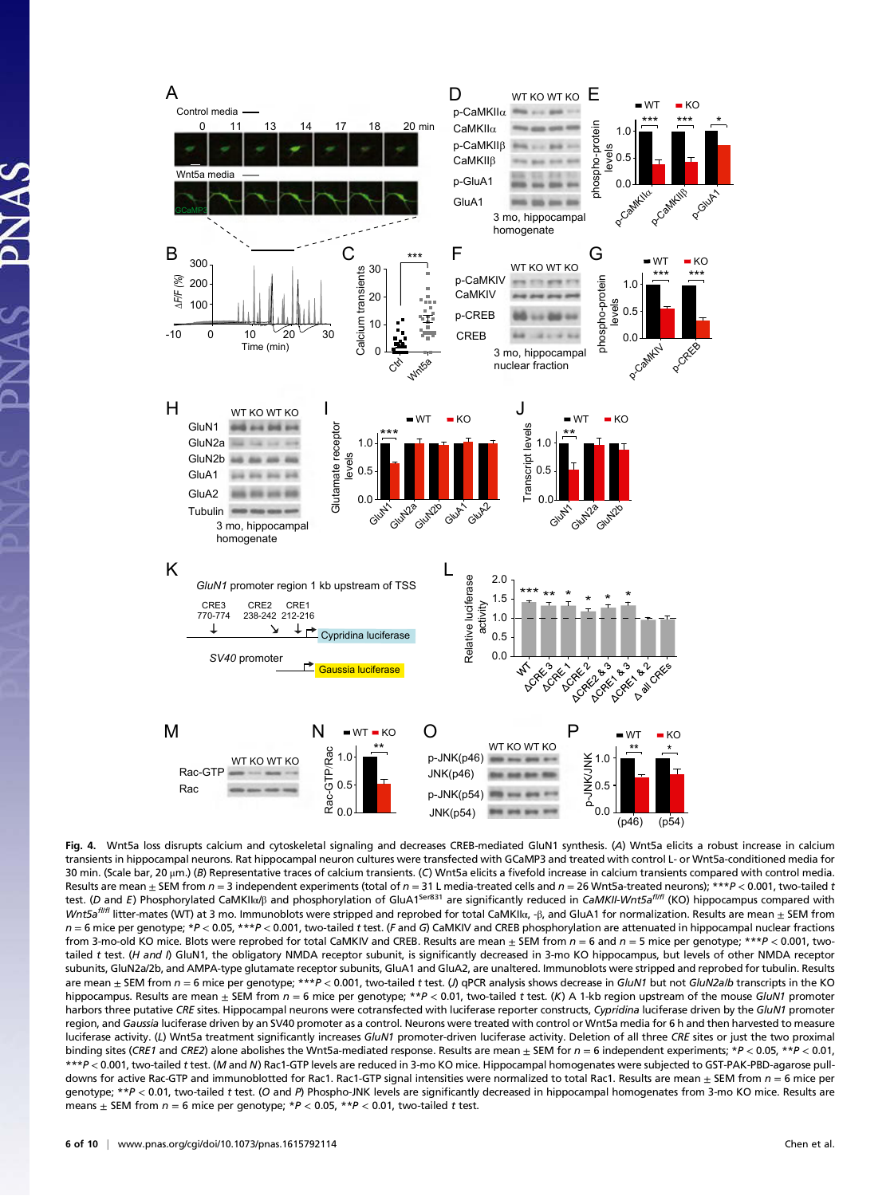**Fig. 4.** Wnt5a loss disrupts calcium and cytoskeletal signaling and decreases CREB-mediated GluN1 synthesis. (*A*) Wnt5a elicits a robust increase in calcium transients in hippocampal neurons. Rat hippocampal neuron cultures were transfected with GCaMP3 and treated with control L- or Wnt5a-conditioned media for 30 min. (Scale bar, 20 μm.) (*B*) Representative traces of calcium transients. (*C*) Wnt5a elicits a fivefold increase in calcium transients compared with control media. Results are mean ± SEM from $n = 3$ independent experiments (total of $n = 31$ L media-treated cells and $n = 26$ Wnt5a-treated neurons); $***P < 0.001$, two-tailed *t* test. (*D* and *E*) Phosphorylated CaMKIIα/β and phosphorylation of GluA1[Ser831] are significantly reduced in *CaMKII-Wnt5a*[fl/fl] (KO) hippocampus compared with *Wnt5a*[fl/fl] litter-mates (WT) at 3 mo. Immunoblots were stripped and reprobed for total CaMKIIα, -β, and GluA1 for normalization. Results are mean ± SEM from $n = 6$ mice per genotype; $*P < 0.05$, $***P < 0.001$, two-tailed *t* test. (*F* and *G*) CaMKIV and CREB phosphorylation are attenuated in hippocampal nuclear fractions from 3-mo-old KO mice. Blots were reprobed for total CaMKIV and CREB. Results are mean ± SEM from $n = 6$ and $n = 5$ mice per genotype; $***P < 0.001$, two-tailed *t* test. (*H and I*) GluN1, the obligatory NMDA receptor subunit, is significantly decreased in 3-mo KO hippocampus, but levels of other NMDA receptor subunits, GluN2a/2b, and AMPA-type glutamate receptor subunits, GluA1 and GluA2, are unaltered. Immunoblots were stripped and reprobed for tubulin. Results are mean ± SEM from $n = 6$ mice per genotype; $***P < 0.001$, two-tailed *t* test. (*J*) qPCR analysis shows decrease in *GluN1* but not *GluN2a/b* transcripts in the KO hippocampus. Results are mean ± SEM from $n = 6$ mice per genotype; $**P < 0.01$, two-tailed *t* test. (*K*) A 1-kb region upstream of the mouse *GluN1* promoter harbors three putative *CRE* sites. Hippocampal neurons were cotransfected with luciferase reporter constructs, *Cypridina* luciferase driven by the *GluN1* promoter region, and *Gaussia* luciferase driven by an SV40 promoter as a control. Neurons were treated with control or Wnt5a media for 6 h and then harvested to measure luciferase activity. (*L*) Wnt5a treatment significantly increases *GluN1* promoter-driven luciferase activity. Deletion of all three *CRE* sites or just the two proximal binding sites (*CRE1* and *CRE2*) alone abolishes the Wnt5a-mediated response. Results are mean ± SEM for $n = 6$ independent experiments; $*P < 0.05$, $**P < 0.01$, $***P < 0.001$, two-tailed *t* test. (*M* and *N*) Rac1-GTP levels are reduced in 3-mo KO mice. Hippocampal homogenates were subjected to GST-PAK-PBD-agarose pull-downs for active Rac-GTP and immunoblotted for Rac1. Rac1-GTP signal intensities were normalized to total Rac1. Results are mean ± SEM from $n = 6$ mice per genotype; $**P < 0.01$, two-tailed *t* test. (*O* and *P*) Phospho-JNK levels are significantly decreased in hippocampal homogenates from 3-mo KO mice. Results are means ± SEM from $n = 6$ mice per genotype; $*P < 0.05$, $**P < 0.01$, two-tailed *t* test.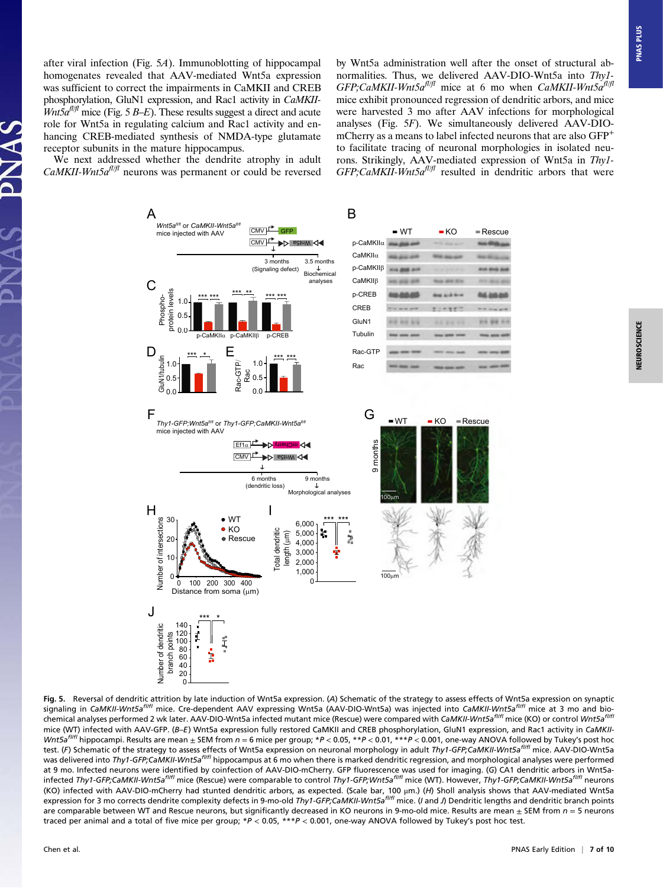after viral infection (Fig. 5*A*). Immunoblotting of hippocampal homogenates revealed that AAV-mediated Wnt5a expression was sufficient to correct the impairments in CaMKII and CREB phosphorylation, GluN1 expression, and Rac1 activity in *CaMKII-Wnt5a*$^{fl/fl}$ mice (Fig. 5 *B*–*E*). These results suggest a direct and acute role for Wnt5a in regulating calcium and Rac1 activity and enhancing CREB-mediated synthesis of NMDA-type glutamate receptor subunits in the mature hippocampus.

We next addressed whether the dendrite atrophy in adult *CaMKII-Wnt5a*$^{fl/fl}$ neurons was permanent or could be reversed by Wnt5a administration well after the onset of structural abnormalities. Thus, we delivered AAV-DIO-Wnt5a into *Thy1-GFP;CaMKII-Wnt5a*$^{fl/fl}$ mice at 6 mo when *CaMKII-Wnt5a*$^{fl/fl}$ mice exhibit pronounced regression of dendritic arbors, and mice were harvested 3 mo after AAV infections for morphological analyses (Fig. 5*F*). We simultaneously delivered AAV-DIO-mCherry as a means to label infected neurons that are also GFP$^{+}$ to facilitate tracing of neuronal morphologies in isolated neurons. Strikingly, AAV-mediated expression of Wnt5a in *Thy1-GFP;CaMKII-Wnt5a*$^{fl/fl}$ resulted in dendritic arbors that were

**Fig. 5.** Reversal of dendritic attrition by late induction of Wnt5a expression. (*A*) Schematic of the strategy to assess effects of Wnt5a expression on synaptic signaling in *CaMKII-Wnt5a*$^{fl/fl}$ mice. Cre-dependent AAV expressing Wnt5a (AAV-DIO-Wnt5a) was injected into *CaMKII-Wnt5a*$^{fl/fl}$ mice at 3 mo and biochemical analyses performed 2 wk later. AAV-DIO-Wnt5a infected mutant mice (Rescue) were compared with *CaMKII-Wnt5a*$^{fl/fl}$ mice (KO) or control *Wnt5a*$^{fl/fl}$ mice (WT) infected with AAV-GFP. (*B*–*E*) Wnt5a expression fully restored CaMKII and CREB phosphorylation, GluN1 expression, and Rac1 activity in *CaMKII-Wnt5a*$^{fl/fl}$ hippocampi. Results are mean ± SEM from *n* = 6 mice per group; $*P < 0.05$, $**P < 0.01$, $***P < 0.001$, one-way ANOVA followed by Tukey's post hoc test. (*F*) Schematic of the strategy to assess effects of Wnt5a expression on neuronal morphology in adult *Thy1-GFP;CaMKII-Wnt5a*$^{fl/fl}$ mice. AAV-DIO-Wnt5a was delivered into *Thy1-GFP;CaMKII-Wnt5a*$^{fl/fl}$ hippocampus at 6 mo when there is marked dendritic regression, and morphological analyses were performed at 9 mo. Infected neurons were identified by coinfection of AAV-DIO-mCherry. GFP fluorescence was used for imaging. (*G*) CA1 dendritic arbors in Wnt5a-infected *Thy1-GFP;CaMKII-Wnt5a*$^{fl/fl}$ mice (Rescue) were comparable to control *Thy1-GFP;Wnt5a*$^{fl/fl}$ mice (WT). However, *Thy1-GFP;CaMKII-Wnt5a*$^{fl/fl}$ neurons (KO) infected with AAV-DIO-mCherry had stunted dendritic arbors, as expected. (Scale bar, 100 μm.) (*H*) Sholl analysis shows that AAV-mediated Wnt5a expression for 3 mo corrects dendritic complexity defects in 9-mo-old *Thy1-GFP;CaMKII-Wnt5a*$^{fl/fl}$ mice. (*I* and *J*) Dendritic lengths and dendritic branch points are comparable between WT and Rescue neurons, but significantly decreased in KO neurons in 9-mo-old mice. Results are mean ± SEM from *n* = 5 neurons traced per animal and a total of five mice per group; $*P < 0.05$, $***P < 0.001$, one-way ANOVA followed by Tukey's post hoc test.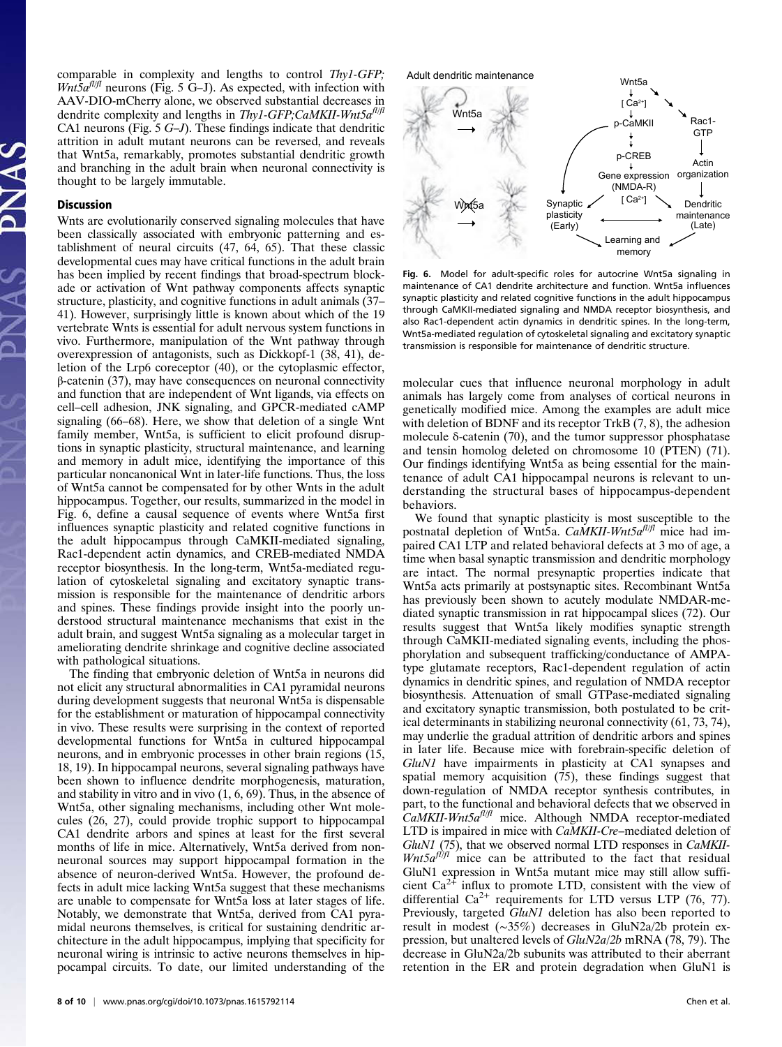comparable in complexity and lengths to control *Thy1-GFP; Wnt5a^fl/fl* neurons (Fig. 5 G–J). As expected, with infection with AAV-DIO-mCherry alone, we observed substantial decreases in dendrite complexity and lengths in *Thy1-GFP;CaMKII-Wnt5a^fl/fl* CA1 neurons (Fig. 5 G–J). These findings indicate that dendritic attrition in adult mutant neurons can be reversed, and reveals that Wnt5a, remarkably, promotes substantial dendritic growth and branching in the adult brain when neuronal connectivity is thought to be largely immutable.

## Discussion

Wnts are evolutionarily conserved signaling molecules that have been classically associated with embryonic patterning and establishment of neural circuits (47, 64, 65). That these classic developmental cues may have critical functions in the adult brain has been implied by recent findings that broad-spectrum blockade or activation of Wnt pathway components affects synaptic structure, plasticity, and cognitive functions in adult animals (37–41). However, surprisingly little is known about which of the 19 vertebrate Wnts is essential for adult nervous system functions in vivo. Furthermore, manipulation of the Wnt pathway through overexpression of antagonists, such as Dickkopf-1 (38, 41), deletion of the Lrp6 coreceptor (40), or the cytoplasmic effector, β-catenin (37), may have consequences on neuronal connectivity and function that are independent of Wnt ligands, via effects on cell–cell adhesion, JNK signaling, and GPCR-mediated cAMP signaling (66–68). Here, we show that deletion of a single Wnt family member, Wnt5a, is sufficient to elicit profound disruptions in synaptic plasticity, structural maintenance, and learning and memory in adult mice, identifying the importance of this particular noncanonical Wnt in later-life functions. Thus, the loss of Wnt5a cannot be compensated for by other Wnts in the adult hippocampus. Together, our results, summarized in the model in Fig. 6, define a causal sequence of events where Wnt5a first influences synaptic plasticity and related cognitive functions in the adult hippocampus through CaMKII-mediated signaling, Rac1-dependent actin dynamics, and CREB-mediated NMDA receptor biosynthesis. In the long-term, Wnt5a-mediated regulation of cytoskeletal signaling and excitatory synaptic transmission is responsible for the maintenance of dendritic arbors and spines. These findings provide insight into the poorly understood structural maintenance mechanisms that exist in the adult brain, and suggest Wnt5a signaling as a molecular target in ameliorating dendrite shrinkage and cognitive decline associated with pathological situations.

The finding that embryonic deletion of Wnt5a in neurons did not elicit any structural abnormalities in CA1 pyramidal neurons during development suggests that neuronal Wnt5a is dispensable for the establishment or maturation of hippocampal connectivity in vivo. These results were surprising in the context of reported developmental functions for Wnt5a in cultured hippocampal neurons, and in embryonic processes in other brain regions (15, 18, 19). In hippocampal neurons, several signaling pathways have been shown to influence dendrite morphogenesis, maturation, and stability in vitro and in vivo (1, 6, 69). Thus, in the absence of Wnt5a, other signaling mechanisms, including other Wnt molecules (26, 27), could provide trophic support to hippocampal CA1 dendrite arbors and spines at least for the first several months of life in mice. Alternatively, Wnt5a derived from nonneuronal sources may support hippocampal formation in the absence of neuron-derived Wnt5a. However, the profound defects in adult mice lacking Wnt5a suggest that these mechanisms are unable to compensate for Wnt5a loss at later stages of life. Notably, we demonstrate that Wnt5a, derived from CA1 pyramidal neurons themselves, is critical for sustaining dendritic architecture in the adult hippocampus, implying that specificity for neuronal wiring is intrinsic to active neurons themselves in hippocampal circuits. To date, our limited understanding of the molecular cues that influence neuronal morphology in adult animals has largely come from analyses of cortical neurons in genetically modified mice. Among the examples are adult mice with deletion of BDNF and its receptor TrkB (7, 8), the adhesion molecule δ-catenin (70), and the tumor suppressor phosphatase and tensin homolog deleted on chromosome 10 (PTEN) (71). Our findings identifying Wnt5a as being essential for the maintenance of adult CA1 hippocampal neurons is relevant to understanding the structural bases of hippocampus-dependent behaviors.

**Fig. 6.** Model for adult-specific roles for autocrine Wnt5a signaling in maintenance of CA1 dendrite architecture and function. Wnt5a influences synaptic plasticity and related cognitive functions in the adult hippocampus through CaMKII-mediated signaling and NMDA receptor biosynthesis, and also Rac1-dependent actin dynamics in dendritic spines. In the long-term, Wnt5a-mediated regulation of cytoskeletal signaling and excitatory synaptic transmission is responsible for maintenance of dendritic structure.

We found that synaptic plasticity is most susceptible to the postnatal depletion of Wnt5a. *CaMKII-Wnt5a^fl/fl* mice had impaired CA1 LTP and related behavioral defects at 3 mo of age, a time when basal synaptic transmission and dendritic morphology are intact. The normal presynaptic properties indicate that Wnt5a acts primarily at postsynaptic sites. Recombinant Wnt5a has previously been shown to acutely modulate NMDAR-mediated synaptic transmission in rat hippocampal slices (72). Our results suggest that Wnt5a likely modifies synaptic strength through CaMKII-mediated signaling events, including the phosphorylation and subsequent trafficking/conductance of AMPA-type glutamate receptors, Rac1-dependent regulation of actin dynamics in dendritic spines, and regulation of NMDA receptor biosynthesis. Attenuation of small GTPase-mediated signaling and excitatory synaptic transmission, both postulated to be critical determinants in stabilizing neuronal connectivity (61, 73, 74), may underlie the gradual attrition of dendritic arbors and spines in later life. Because mice with forebrain-specific deletion of *GluN1* have impairments in plasticity at CA1 synapses and spatial memory acquisition (75), these findings suggest that down-regulation of NMDA receptor synthesis contributes, in part, to the functional and behavioral defects that we observed in *CaMKII-Wnt5a^fl/fl* mice. Although NMDA receptor-mediated LTD is impaired in mice with *CaMKII-Cre*–mediated deletion of *GluN1* (75), we observed normal LTD responses in *CaMKII-Wnt5a^fl/fl* mice can be attributed to the fact that residual GluN1 expression in Wnt5a mutant mice may still allow sufficient $Ca^{2+}$ influx to promote LTD, consistent with the view of differential $Ca^{2+}$ requirements for LTD versus LTP (76, 77). Previously, targeted *GluN1* deletion has also been reported to result in modest (~35%) decreases in GluN2a/2b protein expression, but unaltered levels of *GluN2a/2b* mRNA (78, 79). The decrease in GluN2a/2b subunits was attributed to their aberrant retention in the ER and protein degradation when GluN1 is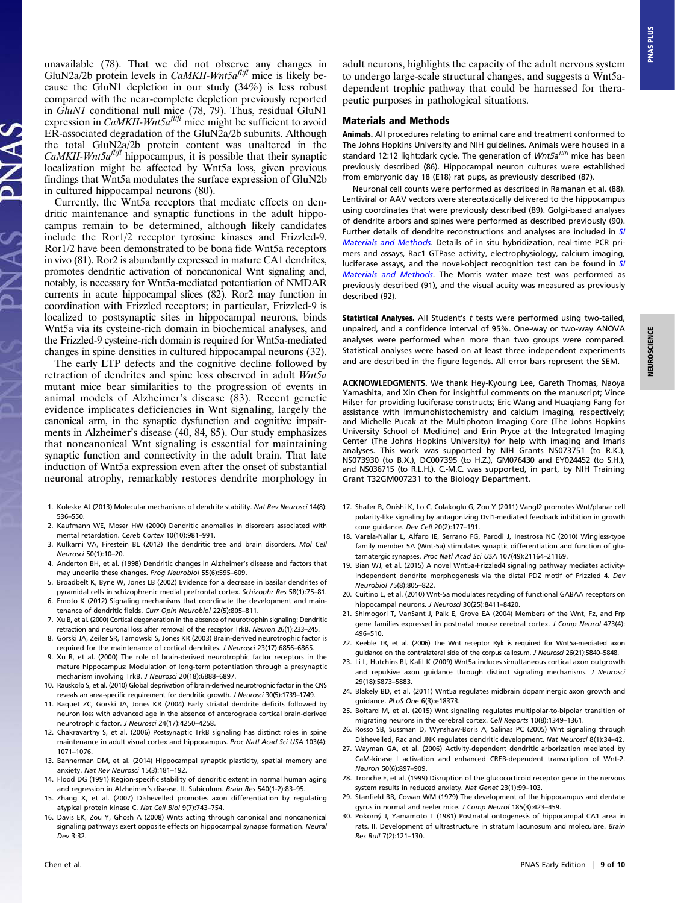unavailable (78). That we did not observe any changes in GluN2a/2b protein levels in *CaMKII-Wnt5a$^{fl/fl}$* mice is likely because the GluN1 depletion in our study (34%) is less robust compared with the near-complete depletion previously reported in *GluN1* conditional null mice (78, 79). Thus, residual GluN1 expression in *CaMKII-Wnt5a$^{fl/fl}$* mice might be sufficient to avoid ER-associated degradation of the GluN2a/2b subunits. Although the total GluN2a/2b protein content was unaltered in the *CaMKII-Wnt5a$^{fl/fl}$* hippocampus, it is possible that their synaptic localization might be affected by Wnt5a loss, given previous findings that Wnt5a modulates the surface expression of GluN2b in cultured hippocampal neurons (80).

Currently, the Wnt5a receptors that mediate effects on dendritic maintenance and synaptic functions in the adult hippocampus remain to be determined, although likely candidates include the Ror1/2 receptor tyrosine kinases and Frizzled-9. Ror1/2 have been demonstrated to be bona fide Wnt5a receptors in vivo (81). Ror2 is abundantly expressed in mature CA1 dendrites, promotes dendritic activation of noncanonical Wnt signaling and, notably, is necessary for Wnt5a-mediated potentiation of NMDAR currents in acute hippocampal slices (82). Ror2 may function in coordination with Frizzled receptors; in particular, Frizzled-9 is localized to postsynaptic sites in hippocampal neurons, binds Wnt5a via its cysteine-rich domain in biochemical analyses, and the Frizzled-9 cysteine-rich domain is required for Wnt5a-mediated changes in spine densities in cultured hippocampal neurons (32).

The early LTP defects and the cognitive decline followed by retraction of dendrites and spine loss observed in adult *Wnt5a* mutant mice bear similarities to the progression of events in animal models of Alzheimer's disease (83). Recent genetic evidence implicates deficiencies in Wnt signaling, largely the canonical arm, in the synaptic dysfunction and cognitive impairments in Alzheimer's disease (40, 84, 85). Our study emphasizes that noncanonical Wnt signaling is essential for maintaining synaptic function and connectivity in the adult brain. That late induction of Wnt5a expression even after the onset of substantial neuronal atrophy, remarkably restores dendrite morphology in adult neurons, highlights the capacity of the adult nervous system to undergo large-scale structural changes, and suggests a Wnt5a-dependent trophic pathway that could be harnessed for therapeutic purposes in pathological situations.

## Materials and Methods

**Animals.** All procedures relating to animal care and treatment conformed to The Johns Hopkins University and NIH guidelines. Animals were housed in a standard 12:12 light:dark cycle. The generation of *Wnt5a$^{fl/fl}$* mice has been previously described (86). Hippocampal neuron cultures were established from embryonic day 18 (E18) rat pups, as previously described (87).

Neuronal cell counts were performed as described in Ramanan et al. (88). Lentiviral or AAV vectors were stereotaxically delivered to the hippocampus using coordinates that were previously described (89). Golgi-based analyses of dendrite arbors and spines were performed as described previously (90). Further details of dendrite reconstructions and analyses are included in *SI Materials and Methods*. Details of in situ hybridization, real-time PCR primers and assays, Rac1 GTPase activity, electrophysiology, calcium imaging, luciferase assays, and the novel-object recognition test can be found in *SI Materials and Methods*. The Morris water maze test was performed as previously described (91), and the visual acuity was measured as previously described (92).

**Statistical Analyses.** All Student's *t* tests were performed using two-tailed, unpaired, and a confidence interval of 95%. One-way or two-way ANOVA analyses were performed when more than two groups were compared. Statistical analyses were based on at least three independent experiments and are described in the figure legends. All error bars represent the SEM.

**ACKNOWLEDGMENTS.** We thank Hey-Kyoung Lee, Gareth Thomas, Naoya Yamashita, and Xin Chen for insightful comments on the manuscript; Vince Hilser for providing luciferase constructs; Eric Wang and Huaqiang Fang for assistance with immunohistochemistry and calcium imaging, respectively; and Michelle Pucak at the Multiphoton Imaging Core (The Johns Hopkins University School of Medicine) and Erin Pryce at the Integrated Imaging Center (The Johns Hopkins University) for help with imaging and Imaris analyses. This work was supported by NIH Grants NS073751 (to R.K.), NS073930 (to B.X.), DC007395 (to H.Z.), GM076430 and EY024452 (to S.H.), and NS036715 (to R.L.H.). C.-M.C. was supported, in part, by NIH Training Grant T32GM007231 to the Biology Department.

1. Koleske AJ (2013) Molecular mechanisms of dendrite stability. *Nat Rev Neurosci* 14(8): 536–550.
2. Kaufmann WE, Moser HW (2000) Dendritic anomalies in disorders associated with mental retardation. *Cereb Cortex* 10(10):981–991.
3. Kulkarni VA, Firestein BL (2012) The dendritic tree and brain disorders. *Mol Cell Neurosci* 50(1):10–20.
4. Anderton BH, et al. (1998) Dendritic changes in Alzheimer's disease and factors that may underlie these changes. *Prog Neurobiol* 55(6):595–609.
5. Broadbelt K, Byne W, Jones LB (2002) Evidence for a decrease in basilar dendrites of pyramidal cells in schizophrenic medial prefrontal cortex. *Schizophr Res* 58(1):75–81.
6. Emoto K (2012) Signaling mechanisms that coordinate the development and maintenance of dendritic fields. *Curr Opin Neurobiol* 22(5):805–811.
7. Xu B, et al. (2000) Cortical degeneration in the absence of neurotrophin signaling: Dendritic retraction and neuronal loss after removal of the receptor TrkB. *Neuron* 26(1):233–245.
8. Gorski JA, Zeiler SR, Tamowski S, Jones KR (2003) Brain-derived neurotrophic factor is required for the maintenance of cortical dendrites. *J Neurosci* 23(17):6856–6865.
9. Xu B, et al. (2000) The role of brain-derived neurotrophic factor receptors in the mature hippocampus: Modulation of long-term potentiation through a presynaptic mechanism involving TrkB. *J Neurosci* 20(18):6888–6897.
10. Rauskolb S, et al. (2010) Global deprivation of brain-derived neurotrophic factor in the CNS reveals an area-specific requirement for dendritic growth. *J Neurosci* 30(5):1739–1749.
11. Baquet ZC, Gorski JA, Jones KR (2004) Early striatal dendrite deficits followed by neuron loss with advanced age in the absence of anterograde cortical brain-derived neurotrophic factor. *J Neurosci* 24(17):4250–4258.
12. Chakravarthy S, et al. (2006) Postsynaptic TrkB signaling has distinct roles in spine maintenance in adult visual cortex and hippocampus. *Proc Natl Acad Sci USA* 103(4): 1071–1076.
13. Bannerman DM, et al. (2014) Hippocampal synaptic plasticity, spatial memory and anxiety. *Nat Rev Neurosci* 15(3):181–192.
14. Flood DG (1991) Region-specific stability of dendritic extent in normal human aging and regression in Alzheimer's disease. II. Subiculum. *Brain Res* 540(1-2):83–95.
15. Zhang X, et al. (2007) Dishevelled promotes axon differentiation by regulating atypical protein kinase C. *Nat Cell Biol* 9(7):743–754.
16. Davis EK, Zou Y, Ghosh A (2008) Wnts acting through canonical and noncanonical signaling pathways exert opposite effects on hippocampal synapse formation. *Neural Dev* 3:32.
17. Shafer B, Onishi K, Lo C, Colakoglu G, Zou Y (2011) Vangl2 promotes Wnt/planar cell polarity-like signaling by antagonizing Dvl1-mediated feedback inhibition in growth cone guidance. *Dev Cell* 20(2):177–191.
18. Varela-Nallar L, Alfaro IE, Serrano FG, Parodi J, Inestrosa NC (2010) Wingless-type family member 5A (Wnt-5a) stimulates synaptic differentiation and function of glutamatergic synapses. *Proc Natl Acad Sci USA* 107(49):21164–21169.
19. Bian WJ, et al. (2015) A novel Wnt5a-Frizzled4 signaling pathway mediates activity-independent dendrite morphogenesis via the distal PDZ motif of Frizzled 4. *Dev Neurobiol* 75(8):805–822.
20. Cuitino L, et al. (2010) Wnt-5a modulates recycling of functional GABAA receptors on hippocampal neurons. *J Neurosci* 30(25):8411–8420.
21. Shimogori T, VanSant J, Paik E, Grove EA (2004) Members of the Wnt, Fz, and Frp gene families expressed in postnatal mouse cerebral cortex. *J Comp Neurol* 473(4): 496–510.
22. Keeble TR, et al. (2006) The Wnt receptor Ryk is required for Wnt5a-mediated axon guidance on the contralateral side of the corpus callosum. *J Neurosci* 26(21):5840–5848.
23. Li L, Hutchins BI, Kalil K (2009) Wnt5a induces simultaneous cortical axon outgrowth and repulsive axon guidance through distinct signaling mechanisms. *J Neurosci* 29(18):5873–5883.
24. Blakely BD, et al. (2011) Wnt5a regulates midbrain dopaminergic axon growth and guidance. *PLoS One* 6(3):e18373.
25. Boitard M, et al. (2015) Wnt signaling regulates multipolar-to-bipolar transition of migrating neurons in the cerebral cortex. *Cell Reports* 10(8):1349–1361.
26. Rosso SB, Sussman D, Wynshaw-Boris A, Salinas PC (2005) Wnt signaling through Dishevelled, Rac and JNK regulates dendritic development. *Nat Neurosci* 8(1):34–42.
27. Wayman GA, et al. (2006) Activity-dependent dendritic arborization mediated by CaM-kinase I activation and enhanced CREB-dependent transcription of Wnt-2. *Neuron* 50(6):897–909.
28. Tronche F, et al. (1999) Disruption of the glucocorticoid receptor gene in the nervous system results in reduced anxiety. *Nat Genet* 23(1):99–103.
29. Stanfield BB, Cowan WM (1979) The development of the hippocampus and dentate gyrus in normal and reeler mice. *J Comp Neurol* 185(3):423–459.
30. Pokorný J, Yamamoto T (1981) Postnatal ontogenesis of hippocampal CA1 area in rats. II. Development of ultrastructure in stratum lacunosum and moleculare. *Brain Res Bull* 7(2):121–130.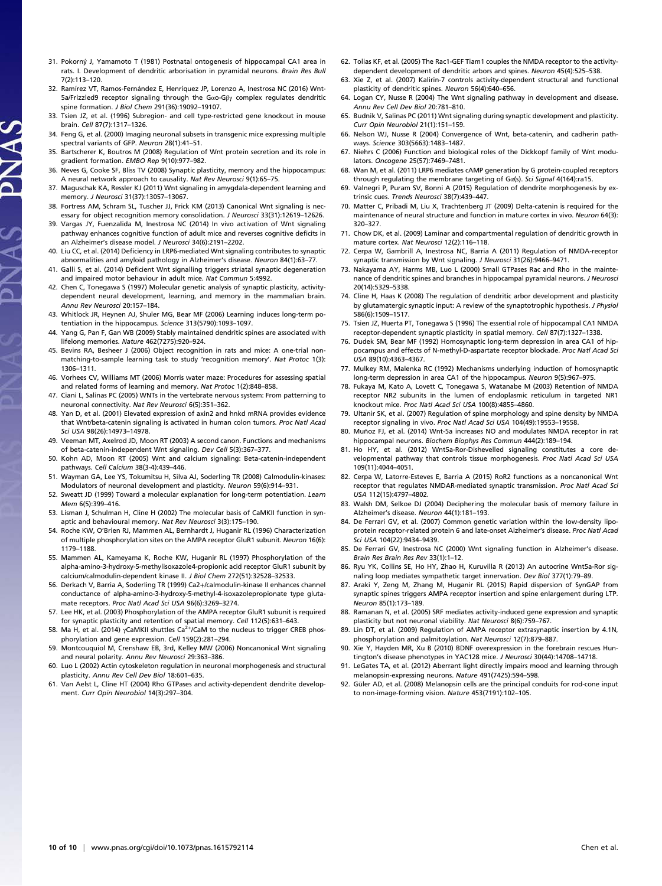31. Pokorný J, Yamamoto T (1981) Postnatal ontogenesis of hippocampal CA1 area in rats. I. Development of dendritic arborisation in pyramidal neurons. *Brain Res Bull* 7(2):113–120.
32. Ramírez VT, Ramos-Fernández E, Henríquez JP, Lorenzo A, Inestrosa NC (2016) Wnt-5a/Frizzled9 receptor signaling through the Gαo-Gβγ complex regulates dendritic spine formation. *J Biol Chem* 291(36):19092–19107.
33. Tsien JZ, et al. (1996) Subregion- and cell type-restricted gene knockout in mouse brain. *Cell* 87(7):1317–1326.
34. Feng G, et al. (2000) Imaging neuronal subsets in transgenic mice expressing multiple spectral variants of GFP. *Neuron* 28(1):41–51.
35. Bartscherer K, Boutros M (2008) Regulation of Wnt protein secretion and its role in gradient formation. *EMBO Rep* 9(10):977–982.
36. Neves G, Cooke SF, Bliss TV (2008) Synaptic plasticity, memory and the hippocampus: A neural network approach to causality. *Nat Rev Neurosci* 9(1):65–75.
37. Maguschak KA, Ressler KJ (2011) Wnt signaling in amygdala-dependent learning and memory. *J Neurosci* 31(37):13057–13067.
38. Fortress AM, Schram SL, Tuscher JJ, Frick KM (2013) Canonical Wnt signaling is necessary for object recognition memory consolidation. *J Neurosci* 33(31):12619–12626.
39. Vargas JY, Fuenzalida M, Inestrosa NC (2014) In vivo activation of Wnt signaling pathway enhances cognitive function of adult mice and reverses cognitive deficits in an Alzheimer's disease model. *J Neurosci* 34(6):2191–2202.
40. Liu CC, et al. (2014) Deficiency in LRP6-mediated Wnt signaling contributes to synaptic abnormalities and amyloid pathology in Alzheimer's disease. *Neuron* 84(1):63–77.
41. Galli S, et al. (2014) Deficient Wnt signalling triggers striatal synaptic degeneration and impaired motor behaviour in adult mice. *Nat Commun* 5:4992.
42. Chen C, Tonegawa S (1997) Molecular genetic analysis of synaptic plasticity, activity-dependent neural development, learning, and memory in the mammalian brain. *Annu Rev Neurosci* 20:157–184.
43. Whitlock JR, Heynen AJ, Shuler MG, Bear MF (2006) Learning induces long-term potentiation in the hippocampus. *Science* 313(5790):1093–1097.
44. Yang G, Pan F, Gan WB (2009) Stably maintained dendritic spines are associated with lifelong memories. *Nature* 462(7275):920–924.
45. Bevins RA, Besheer J (2006) Object recognition in rats and mice: A one-trial non-matching-to-sample learning task to study 'recognition memory'. *Nat Protoc* 1(3): 1306–1311.
46. Vorhees CV, Williams MT (2006) Morris water maze: Procedures for assessing spatial and related forms of learning and memory. *Nat Protoc* 1(2):848–858.
47. Ciani L, Salinas PC (2005) WNTs in the vertebrate nervous system: From patterning to neuronal connectivity. *Nat Rev Neurosci* 6(5):351–362.
48. Yan D, et al. (2001) Elevated expression of axin2 and hnkd mRNA provides evidence that Wnt/beta-catenin signaling is activated in human colon tumors. *Proc Natl Acad Sci USA* 98(26):14973–14978.
49. Veeman MT, Axelrod JD, Moon RT (2003) A second canon. Functions and mechanisms of beta-catenin-independent Wnt signaling. *Dev Cell* 5(3):367–377.
50. Kohn AD, Moon RT (2005) Wnt and calcium signaling: Beta-catenin-independent pathways. *Cell Calcium* 38(3-4):439–446.
51. Wayman GA, Lee YS, Tokumitsu H, Silva AJ, Soderling TR (2008) Calmodulin-kinases: Modulators of neuronal development and plasticity. *Neuron* 59(6):914–931.
52. Sweatt JD (1999) Toward a molecular explanation for long-term potentiation. *Learn Mem* 6(5):399–416.
53. Lisman J, Schulman H, Cline H (2002) The molecular basis of CaMKII function in synaptic and behavioural memory. *Nat Rev Neurosci* 3(3):175–190.
54. Roche KW, O'Brien RJ, Mammen AL, Bernhardt J, Huganir RL (1996) Characterization of multiple phosphorylation sites on the AMPA receptor GluR1 subunit. *Neuron* 16(6): 1179–1188.
55. Mammen AL, Kameyama K, Roche KW, Huganir RL (1997) Phosphorylation of the alpha-amino-3-hydroxy-5-methylisoxazole4-propionic acid receptor GluR1 subunit by calcium/calmodulin-dependent kinase II. *J Biol Chem* 272(51):32528–32533.
56. Derkach V, Barria A, Soderling TR (1999) Ca2+/calmodulin-kinase II enhances channel conductance of alpha-amino-3-hydroxy-5-methyl-4-isoxazolepropionate type glutamate receptors. *Proc Natl Acad Sci USA* 96(6):3269–3274.
57. Lee HK, et al. (2003) Phosphorylation of the AMPA receptor GluR1 subunit is required for synaptic plasticity and retention of spatial memory. *Cell* 112(5):631–643.
58. Ma H, et al. (2014) γCaMKII shuttles $Ca^{2+}$/CaM to the nucleus to trigger CREB phosphorylation and gene expression. *Cell* 159(2):281–294.
59. Montcouquiol M, Crenshaw EB, 3rd, Kelley MW (2006) Noncanonical Wnt signaling and neural polarity. *Annu Rev Neurosci* 29:363–386.
60. Luo L (2002) Actin cytoskeleton regulation in neuronal morphogenesis and structural plasticity. *Annu Rev Cell Dev Biol* 18:601–635.
61. Van Aelst L, Cline HT (2004) Rho GTPases and activity-dependent dendrite development. *Curr Opin Neurobiol* 14(3):297–304.
62. Tolias KF, et al. (2005) The Rac1-GEF Tiam1 couples the NMDA receptor to the activity-dependent development of dendritic arbors and spines. *Neuron* 45(4):525–538.
63. Xie Z, et al. (2007) Kalirin-7 controls activity-dependent structural and functional plasticity of dendritic spines. *Neuron* 56(4):640–656.
64. Logan CY, Nusse R (2004) The Wnt signaling pathway in development and disease. *Annu Rev Cell Dev Biol* 20:781–810.
65. Budnik V, Salinas PC (2011) Wnt signaling during synaptic development and plasticity. *Curr Opin Neurobiol* 21(1):151–159.
66. Nelson WJ, Nusse R (2004) Convergence of Wnt, beta-catenin, and cadherin pathways. *Science* 303(5663):1483–1487.
67. Niehrs C (2006) Function and biological roles of the Dickkopf family of Wnt modulators. *Oncogene* 25(57):7469–7481.
68. Wan M, et al. (2011) LRP6 mediates cAMP generation by G protein-coupled receptors through regulating the membrane targeting of Gα(s). *Sci Signal* 4(164):ra15.
69. Valnegri P, Puram SV, Bonni A (2015) Regulation of dendrite morphogenesis by extrinsic cues. *Trends Neurosci* 38(7):439–447.
70. Matter C, Pribadi M, Liu X, Trachtenberg JT (2009) Delta-catenin is required for the maintenance of neural structure and function in mature cortex in vivo. *Neuron* 64(3): 320–327.
71. Chow DK, et al. (2009) Laminar and compartmental regulation of dendritic growth in mature cortex. *Nat Neurosci* 12(2):116–118.
72. Cerpa W, Gambrill A, Inestrosa NC, Barria A (2011) Regulation of NMDA-receptor synaptic transmission by Wnt signaling. *J Neurosci* 31(26):9466–9471.
73. Nakayama AY, Harms MB, Luo L (2000) Small GTPases Rac and Rho in the maintenance of dendritic spines and branches in hippocampal pyramidal neurons. *J Neurosci* 20(14):5329–5338.
74. Cline H, Haas K (2008) The regulation of dendritic arbor development and plasticity by glutamatergic synaptic input: A review of the synaptotrophic hypothesis. *J Physiol* 586(6):1509–1517.
75. Tsien JZ, Huerta PT, Tonegawa S (1996) The essential role of hippocampal CA1 NMDA receptor-dependent synaptic plasticity in spatial memory. *Cell* 87(7):1327–1338.
76. Dudek SM, Bear MF (1992) Homosynaptic long-term depression in area CA1 of hippocampus and effects of N-methyl-D-aspartate receptor blockade. *Proc Natl Acad Sci USA* 89(10):4363–4367.
77. Mulkey RM, Malenka RC (1992) Mechanisms underlying induction of homosynaptic long-term depression in area CA1 of the hippocampus. *Neuron* 9(5):967–975.
78. Fukaya M, Kato A, Lovett C, Tonegawa S, Watanabe M (2003) Retention of NMDA receptor NR2 subunits in the lumen of endoplasmic reticulum in targeted NR1 knockout mice. *Proc Natl Acad Sci USA* 100(8):4855–4860.
79. Ultanir SK, et al. (2007) Regulation of spine morphology and spine density by NMDA receptor signaling in vivo. *Proc Natl Acad Sci USA* 104(49):19553–19558.
80. Muñoz FJ, et al. (2014) Wnt-5a increases NO and modulates NMDA receptor in rat hippocampal neurons. *Biochem Biophys Res Commun* 444(2):189–194.
81. Ho HY, et al. (2012) Wnt5a-Ror-Dishevelled signaling constitutes a core developmental pathway that controls tissue morphogenesis. *Proc Natl Acad Sci USA* 109(11):4044–4051.
82. Cerpa W, Latorre-Esteves E, Barria A (2015) RoR2 functions as a noncanonical Wnt receptor that regulates NMDAR-mediated synaptic transmission. *Proc Natl Acad Sci USA* 112(15):4797–4802.
83. Walsh DM, Selkoe DJ (2004) Deciphering the molecular basis of memory failure in Alzheimer's disease. *Neuron* 44(1):181–193.
84. De Ferrari GV, et al. (2007) Common genetic variation within the low-density lipoprotein receptor-related protein 6 and late-onset Alzheimer's disease. *Proc Natl Acad Sci USA* 104(22):9434–9439.
85. De Ferrari GV, Inestrosa NC (2000) Wnt signaling function in Alzheimer's disease. *Brain Res Brain Res Rev* 33(1):1–12.
86. Ryu YK, Collins SE, Ho HY, Zhao H, Kuruvilla R (2013) An autocrine Wnt5a-Ror signaling loop mediates sympathetic target innervation. *Dev Biol* 377(1):79–89.
87. Araki Y, Zeng M, Zhang M, Huganir RL (2015) Rapid dispersion of SynGAP from synaptic spines triggers AMPA receptor insertion and spine enlargement during LTP. *Neuron* 85(1):173–189.
88. Ramanan N, et al. (2005) SRF mediates activity-induced gene expression and synaptic plasticity but not neuronal viability. *Nat Neurosci* 8(6):759–767.
89. Lin DT, et al. (2009) Regulation of AMPA receptor extrasynaptic insertion by 4.1N, phosphorylation and palmitoylation. *Nat Neurosci* 12(7):879–887.
90. Xie Y, Hayden MR, Xu B (2010) BDNF overexpression in the forebrain rescues Huntington's disease phenotypes in YAC128 mice. *J Neurosci* 30(44):14708–14718.
91. LeGates TA, et al. (2012) Aberrant light directly impairs mood and learning through melanopsin-expressing neurons. *Nature* 491(7425):594–598.
92. Güler AD, et al. (2008) Melanopsin cells are the principal conduits for rod-cone input to non-image-forming vision. *Nature* 453(7191):102–105.